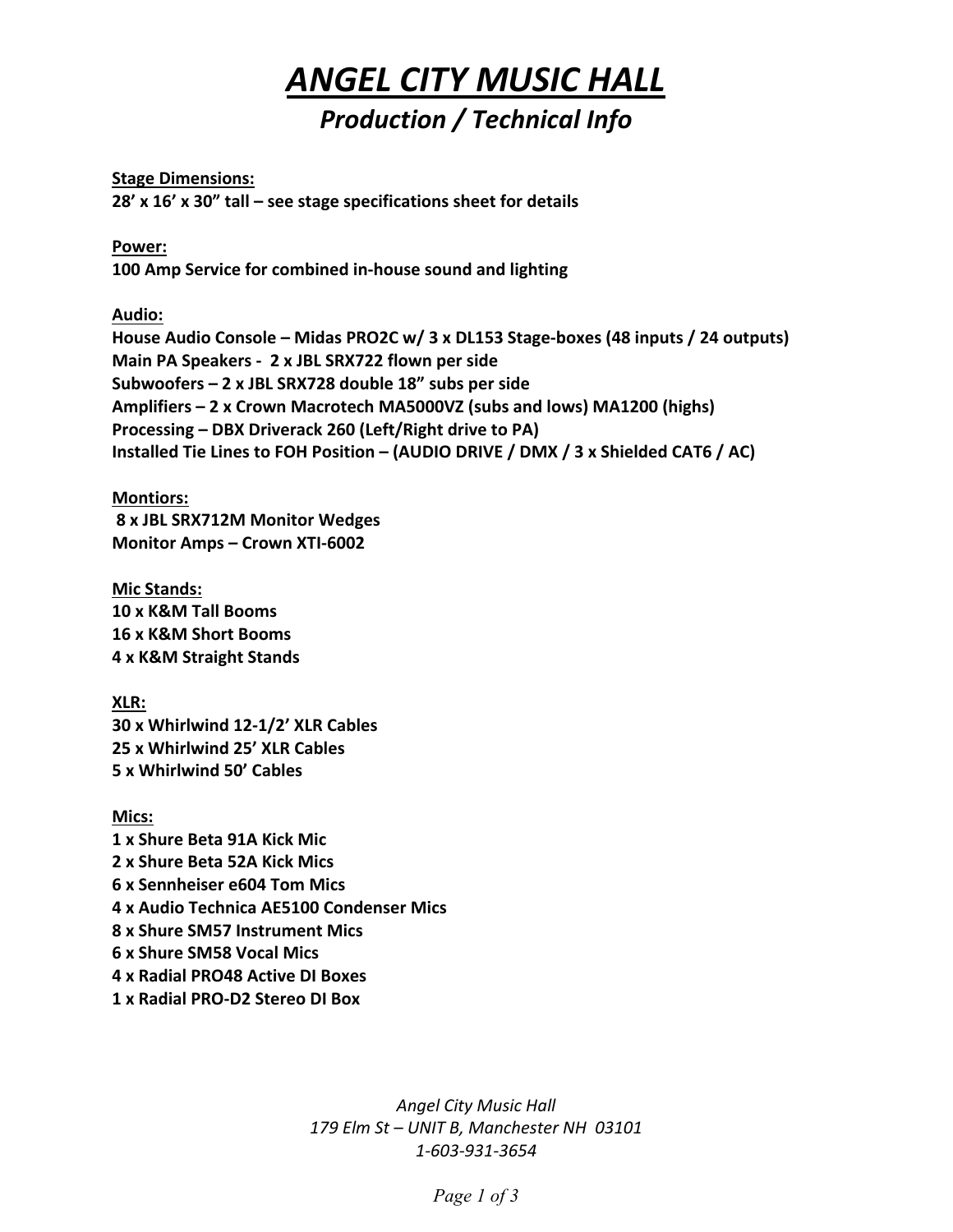# ***ANGEL CITY MUSIC HALL***

## *Production / Technical Info*

**Stage Dimensions:**

**28' x 16' x 30" tall – see stage specifications sheet for details**

**Power:**

**100 Amp Service for combined in-house sound and lighting**

**Audio:**

**House Audio Console – Midas PRO2C w/ 3 x DL153 Stage-boxes (48 inputs / 24 outputs)**
**Main PA Speakers - 2 x JBL SRX722 flown per side**
**Subwoofers – 2 x JBL SRX728 double 18" subs per side**
**Amplifiers – 2 x Crown Macrotech MA5000VZ (subs and lows) MA1200 (highs)**
**Processing – DBX Driverack 260 (Left/Right drive to PA)**
**Installed Tie Lines to FOH Position – (AUDIO DRIVE / DMX / 3 x Shielded CAT6 / AC)**

**Montiors:**

**8 x JBL SRX712M Monitor Wedges**
**Monitor Amps – Crown XTI-6002**

**Mic Stands:**

**10 x K&M Tall Booms**
**16 x K&M Short Booms**
**4 x K&M Straight Stands**

**XLR:**

**30 x Whirlwind 12-1/2' XLR Cables**
**25 x Whirlwind 25' XLR Cables**
**5 x Whirlwind 50' Cables**

**Mics:**

**1 x Shure Beta 91A Kick Mic**
**2 x Shure Beta 52A Kick Mics**
**6 x Sennheiser e604 Tom Mics**
**4 x Audio Technica AE5100 Condenser Mics**
**8 x Shure SM57 Instrument Mics**
**6 x Shure SM58 Vocal Mics**
**4 x Radial PRO48 Active DI Boxes**
**1 x Radial PRO-D2 Stereo DI Box**

*Angel City Music Hall*
*179 Elm St – UNIT B, Manchester NH 03101*
*1-603-931-3654*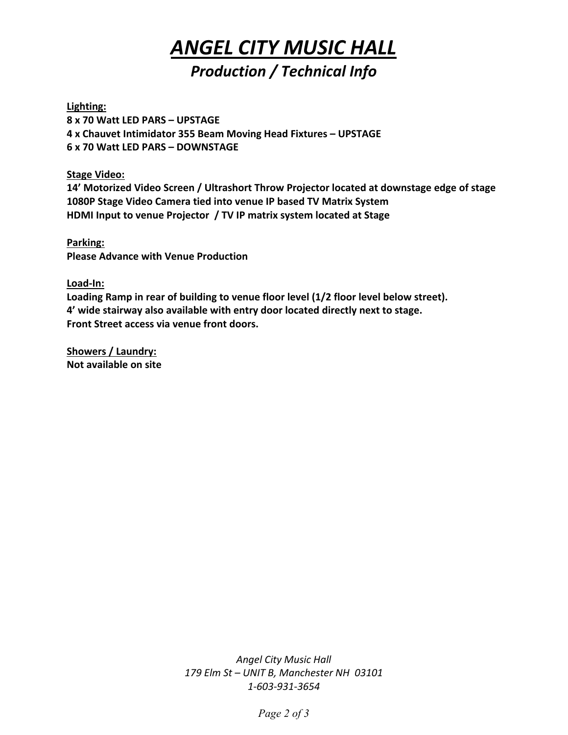# *ANGEL CITY MUSIC HALL*

## *Production / Technical Info*

**Lighting:**
**8 x 70 Watt LED PARS – UPSTAGE**
**4 x Chauvet Intimidator 355 Beam Moving Head Fixtures – UPSTAGE**
**6 x 70 Watt LED PARS – DOWNSTAGE**

**Stage Video:**
**14' Motorized Video Screen / Ultrashort Throw Projector located at downstage edge of stage**
**1080P Stage Video Camera tied into venue IP based TV Matrix System**
**HDMI Input to venue Projector / TV IP matrix system located at Stage**

**Parking:**
**Please Advance with Venue Production**

**Load-In:**
**Loading Ramp in rear of building to venue floor level (1/2 floor level below street).**
**4' wide stairway also available with entry door located directly next to stage.**
**Front Street access via venue front doors.**

**Showers / Laundry:**
**Not available on site**

*Angel City Music Hall*
*179 Elm St – UNIT B, Manchester NH 03101*
*1-603-931-3654*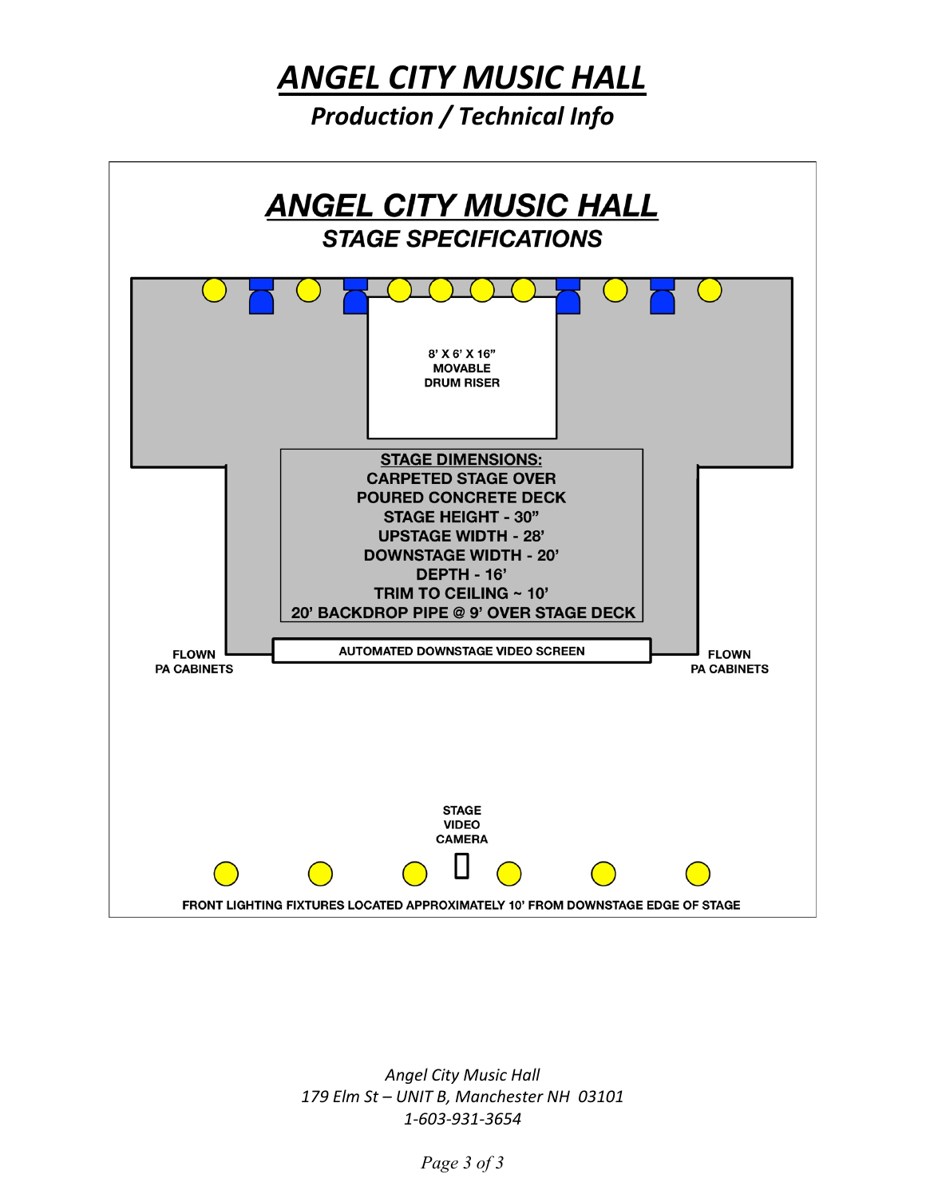# *ANGEL CITY MUSIC HALL*

## *Production / Technical Info*

## ANGEL CITY MUSIC HALL

### STAGE SPECIFICATIONS

8' X 6' X 16"
MOVABLE
DRUM RISER

**STAGE DIMENSIONS:**
CARPETED STAGE OVER
POURED CONCRETE DECK
STAGE HEIGHT - 30"
UPSTAGE WIDTH - 28'
DOWNSTAGE WIDTH - 20'
DEPTH - 16'
TRIM TO CEILING ~ 10'
20' BACKDROP PIPE @ 9' OVER STAGE DECK

FLOWN PA CABINETS

AUTOMATED DOWNSTAGE VIDEO SCREEN

FLOWN PA CABINETS

STAGE VIDEO CAMERA

FRONT LIGHTING FIXTURES LOCATED APPROXIMATELY 10' FROM DOWNSTAGE EDGE OF STAGE

*Angel City Music Hall*
*179 Elm St – UNIT B, Manchester NH 03101*
*1-603-931-3654*